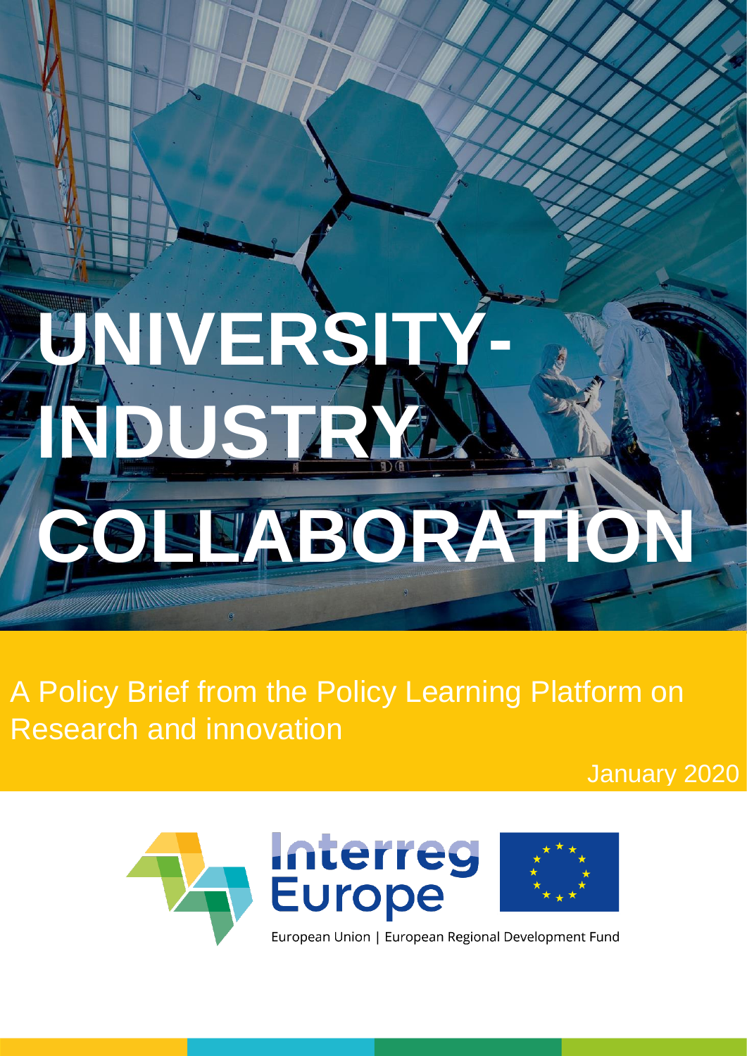# UNIVERSITY-INDUSTRY COLLABORATION

A Policy Brief from the Policy Learning Platform on Research and innovation

January 2020

Interreg Europe

European Union | European Regional Development Fund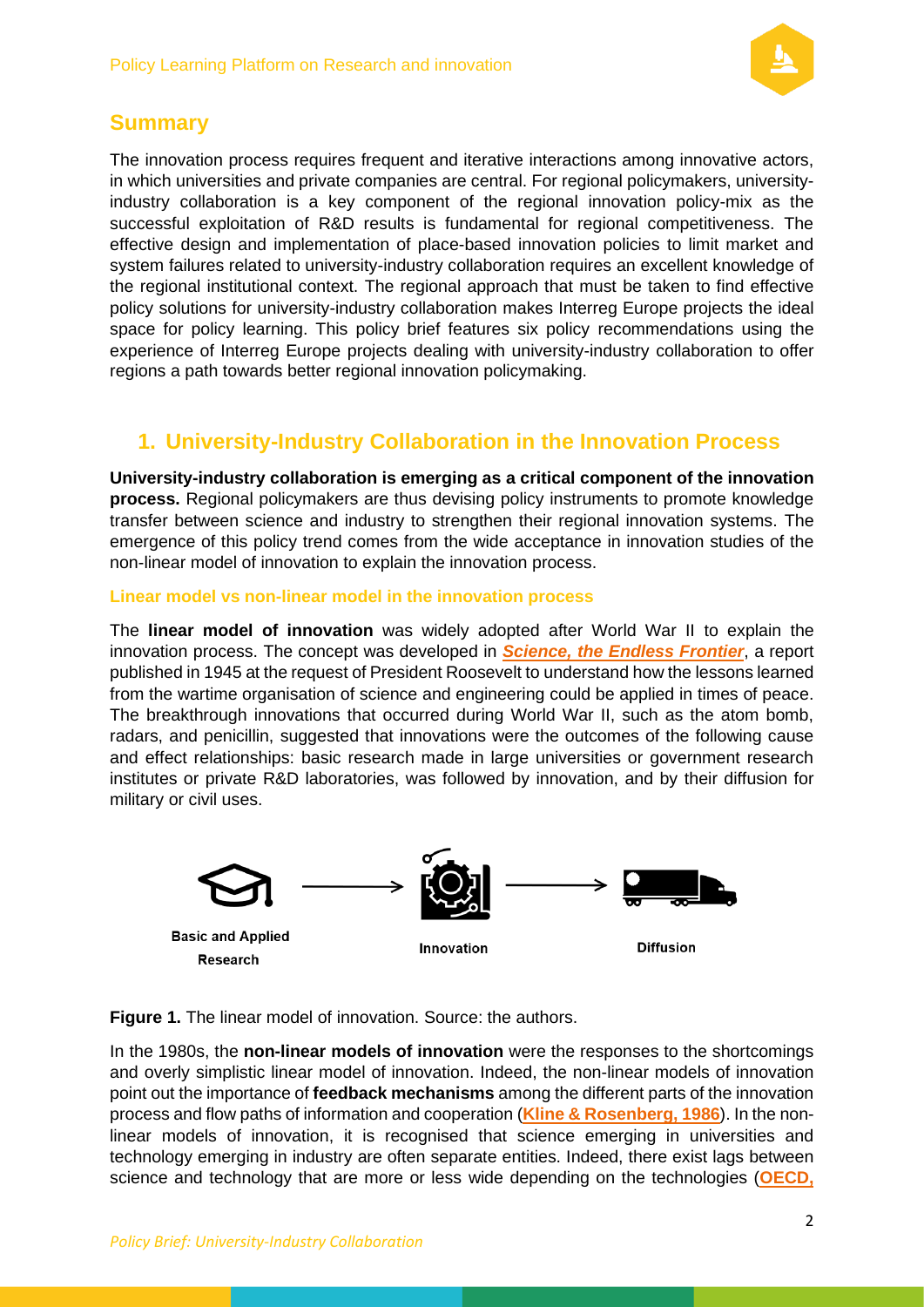## Summary

The innovation process requires frequent and iterative interactions among innovative actors, in which universities and private companies are central. For regional policymakers, university-industry collaboration is a key component of the regional innovation policy-mix as the successful exploitation of R&D results is fundamental for regional competitiveness. The effective design and implementation of place-based innovation policies to limit market and system failures related to university-industry collaboration requires an excellent knowledge of the regional institutional context. The regional approach that must be taken to find effective policy solutions for university-industry collaboration makes Interreg Europe projects the ideal space for policy learning. This policy brief features six policy recommendations using the experience of Interreg Europe projects dealing with university-industry collaboration to offer regions a path towards better regional innovation policymaking.

## 1. University-Industry Collaboration in the Innovation Process

**University-industry collaboration is emerging as a critical component of the innovation process.** Regional policymakers are thus devising policy instruments to promote knowledge transfer between science and industry to strengthen their regional innovation systems. The emergence of this policy trend comes from the wide acceptance in innovation studies of the non-linear model of innovation to explain the innovation process.

### Linear model vs non-linear model in the innovation process

The **linear model of innovation** was widely adopted after World War II to explain the innovation process. The concept was developed in ***Science, the Endless Frontier***, a report published in 1945 at the request of President Roosevelt to understand how the lessons learned from the wartime organisation of science and engineering could be applied in times of peace. The breakthrough innovations that occurred during World War II, such as the atom bomb, radars, and penicillin, suggested that innovations were the outcomes of the following cause and effect relationships: basic research made in large universities or government research institutes or private R&D laboratories, was followed by innovation, and by their diffusion for military or civil uses.

Basic and Applied Research → Innovation → Diffusion

**Figure 1.** The linear model of innovation. Source: the authors.

In the 1980s, the **non-linear models of innovation** were the responses to the shortcomings and overly simplistic linear model of innovation. Indeed, the non-linear models of innovation point out the importance of **feedback mechanisms** among the different parts of the innovation process and flow paths of information and cooperation (**Kline & Rosenberg, 1986**). In the non-linear models of innovation, it is recognised that science emerging in universities and technology emerging in industry are often separate entities. Indeed, there exist lags between science and technology that are more or less wide depending on the technologies (**OECD,**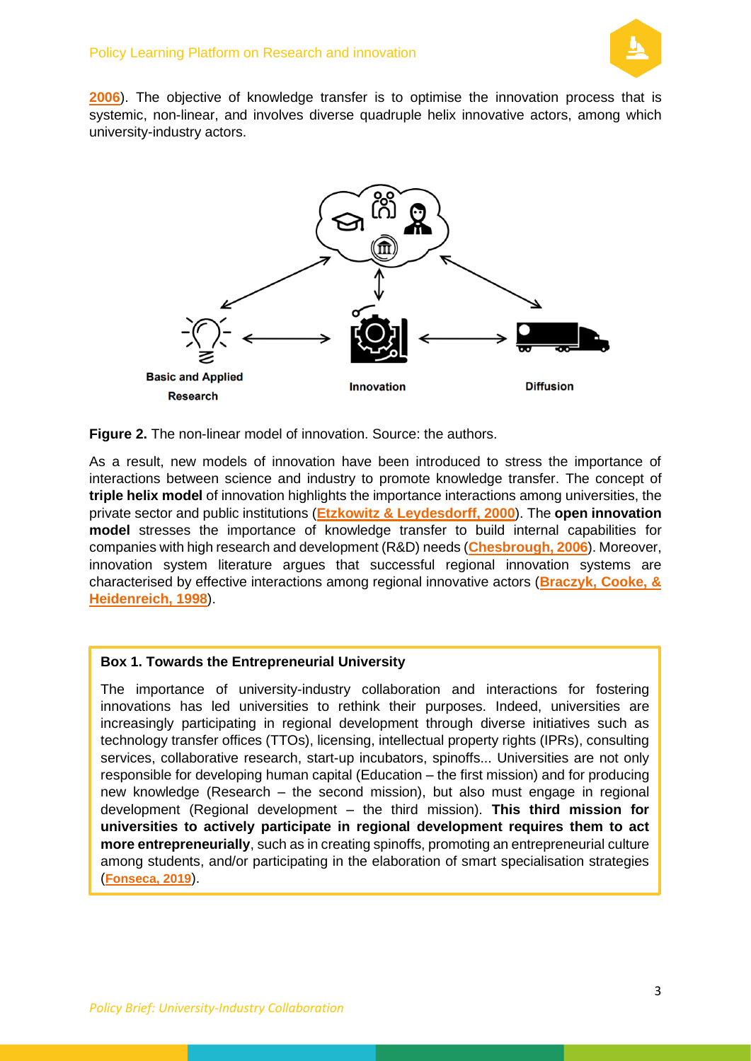2006). The objective of knowledge transfer is to optimise the innovation process that is systemic, non-linear, and involves diverse quadruple helix innovative actors, among which university-industry actors.

Basic and Applied Research

Innovation

Diffusion

**Figure 2.** The non-linear model of innovation. Source: the authors.

As a result, new models of innovation have been introduced to stress the importance of interactions between science and industry to promote knowledge transfer. The concept of **triple helix model** of innovation highlights the importance interactions among universities, the private sector and public institutions (Etzkowitz & Leydesdorff, 2000). The **open innovation model** stresses the importance of knowledge transfer to build internal capabilities for companies with high research and development (R&D) needs (Chesbrough, 2006). Moreover, innovation system literature argues that successful regional innovation systems are characterised by effective interactions among regional innovative actors (Braczyk, Cooke, & Heidenreich, 1998).

**Box 1. Towards the Entrepreneurial University**

The importance of university-industry collaboration and interactions for fostering innovations has led universities to rethink their purposes. Indeed, universities are increasingly participating in regional development through diverse initiatives such as technology transfer offices (TTOs), licensing, intellectual property rights (IPRs), consulting services, collaborative research, start-up incubators, spinoffs... Universities are not only responsible for developing human capital (Education – the first mission) and for producing new knowledge (Research – the second mission), but also must engage in regional development (Regional development – the third mission). **This third mission for universities to actively participate in regional development requires them to act more entrepreneurially**, such as in creating spinoffs, promoting an entrepreneurial culture among students, and/or participating in the elaboration of smart specialisation strategies (Fonseca, 2019).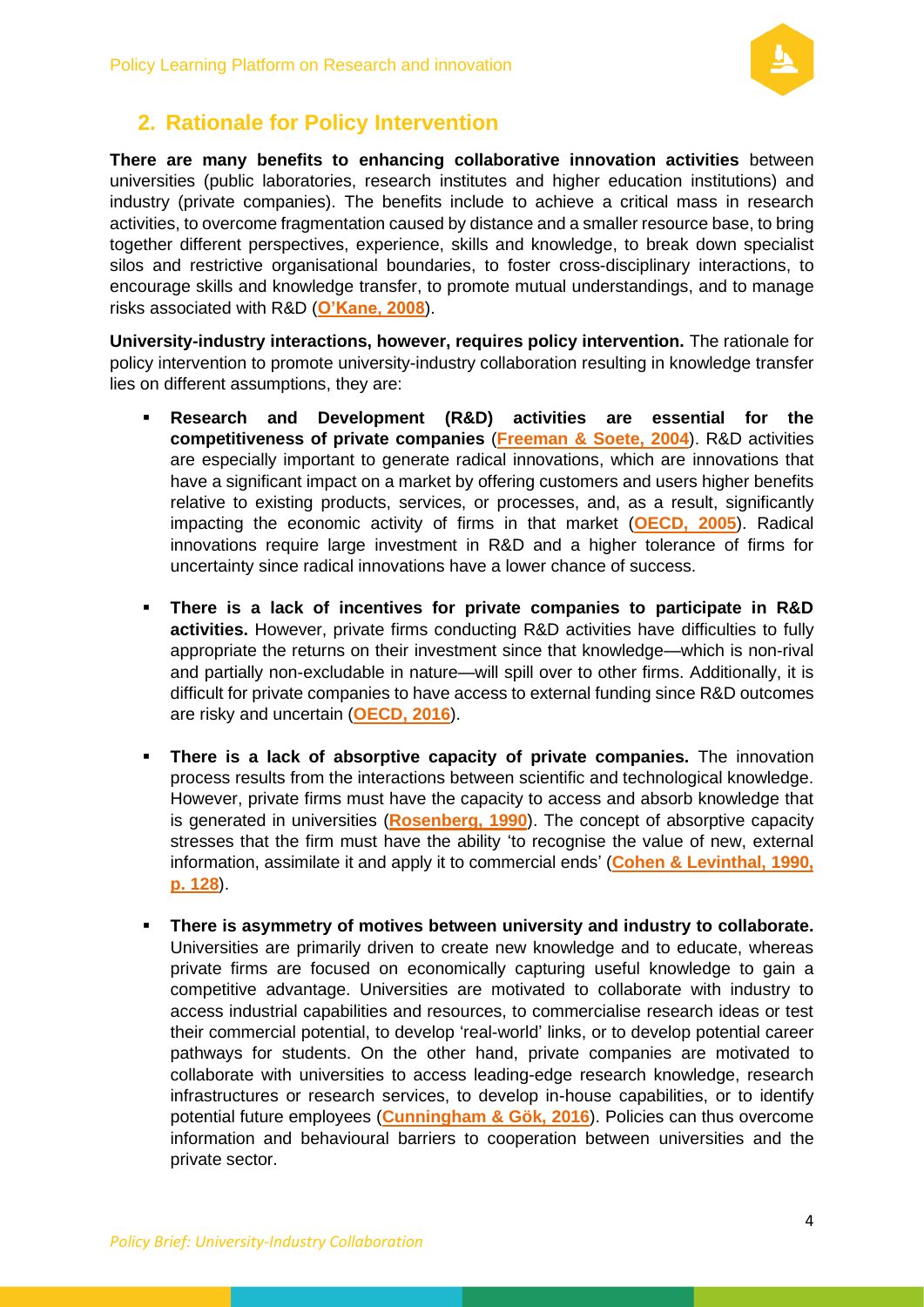## 2. Rationale for Policy Intervention

**There are many benefits to enhancing collaborative innovation activities** between universities (public laboratories, research institutes and higher education institutions) and industry (private companies). The benefits include to achieve a critical mass in research activities, to overcome fragmentation caused by distance and a smaller resource base, to bring together different perspectives, experience, skills and knowledge, to break down specialist silos and restrictive organisational boundaries, to foster cross-disciplinary interactions, to encourage skills and knowledge transfer, to promote mutual understandings, and to manage risks associated with R&D (**O'Kane, 2008**).

**University-industry interactions, however, requires policy intervention.** The rationale for policy intervention to promote university-industry collaboration resulting in knowledge transfer lies on different assumptions, they are:

- **Research and Development (R&D) activities are essential for the competitiveness of private companies** (**Freeman & Soete, 2004**). R&D activities are especially important to generate radical innovations, which are innovations that have a significant impact on a market by offering customers and users higher benefits relative to existing products, services, or processes, and, as a result, significantly impacting the economic activity of firms in that market (**OECD, 2005**). Radical innovations require large investment in R&D and a higher tolerance of firms for uncertainty since radical innovations have a lower chance of success.

- **There is a lack of incentives for private companies to participate in R&D activities.** However, private firms conducting R&D activities have difficulties to fully appropriate the returns on their investment since that knowledge—which is non-rival and partially non-excludable in nature—will spill over to other firms. Additionally, it is difficult for private companies to have access to external funding since R&D outcomes are risky and uncertain (**OECD, 2016**).

- **There is a lack of absorptive capacity of private companies.** The innovation process results from the interactions between scientific and technological knowledge. However, private firms must have the capacity to access and absorb knowledge that is generated in universities (**Rosenberg, 1990**). The concept of absorptive capacity stresses that the firm must have the ability 'to recognise the value of new, external information, assimilate it and apply it to commercial ends' (**Cohen & Levinthal, 1990, p. 128**).

- **There is asymmetry of motives between university and industry to collaborate.** Universities are primarily driven to create new knowledge and to educate, whereas private firms are focused on economically capturing useful knowledge to gain a competitive advantage. Universities are motivated to collaborate with industry to access industrial capabilities and resources, to commercialise research ideas or test their commercial potential, to develop 'real-world' links, or to develop potential career pathways for students. On the other hand, private companies are motivated to collaborate with universities to access leading-edge research knowledge, research infrastructures or research services, to develop in-house capabilities, or to identify potential future employees (**Cunningham & Gök, 2016**). Policies can thus overcome information and behavioural barriers to cooperation between universities and the private sector.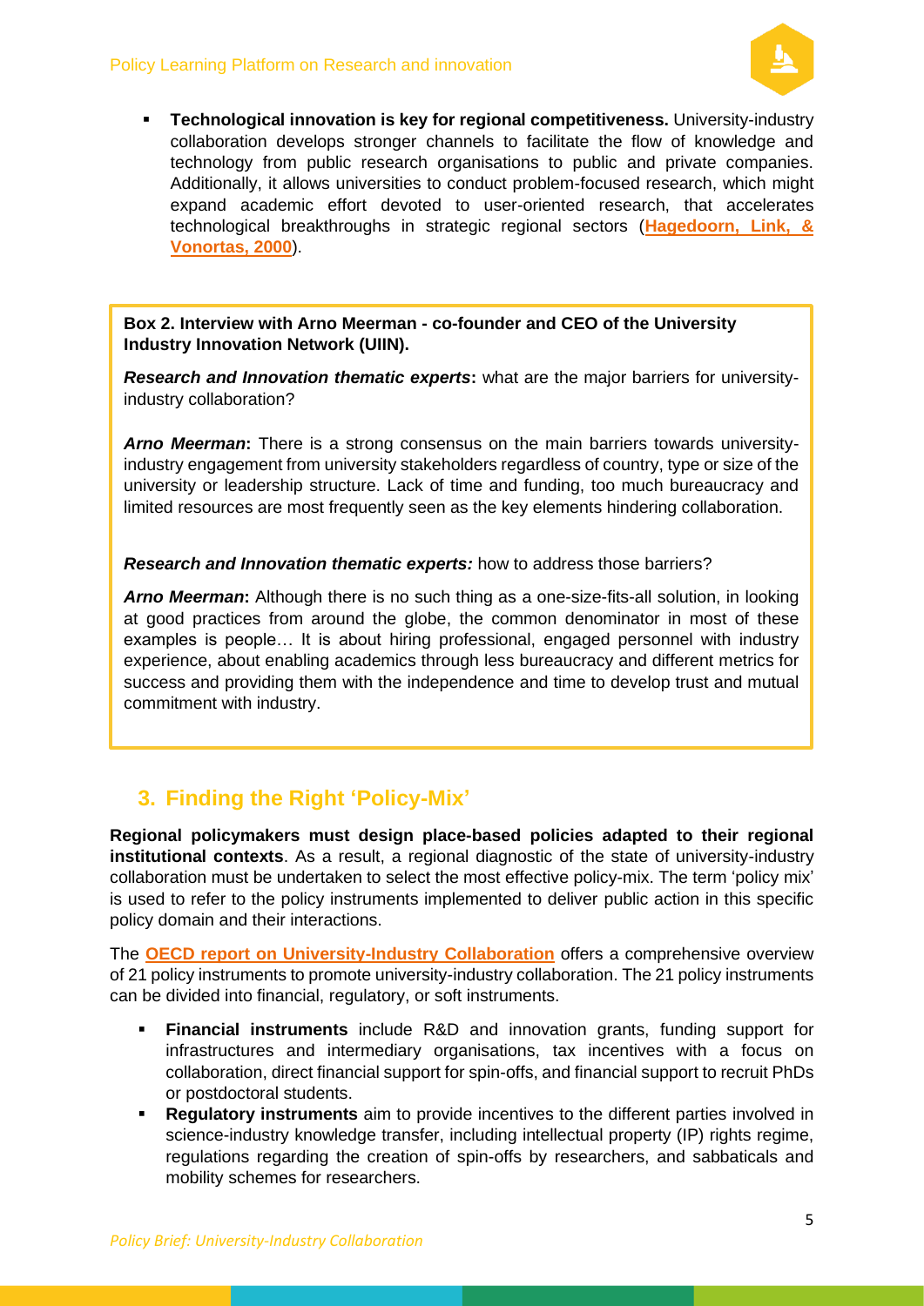- **Technological innovation is key for regional competitiveness.** University-industry collaboration develops stronger channels to facilitate the flow of knowledge and technology from public research organisations to public and private companies. Additionally, it allows universities to conduct problem-focused research, which might expand academic effort devoted to user-oriented research, that accelerates technological breakthroughs in strategic regional sectors (**Hagedoorn, Link, & Vonortas, 2000**).

> **Box 2. Interview with Arno Meerman - co-founder and CEO of the University Industry Innovation Network (UIIN).**
>
> ***Research and Innovation thematic experts*:** what are the major barriers for university-industry collaboration?
>
> ***Arno Meerman*:** There is a strong consensus on the main barriers towards university-industry engagement from university stakeholders regardless of country, type or size of the university or leadership structure. Lack of time and funding, too much bureaucracy and limited resources are most frequently seen as the key elements hindering collaboration.
>
> ***Research and Innovation thematic experts:*** how to address those barriers?
>
> ***Arno Meerman*:** Although there is no such thing as a one-size-fits-all solution, in looking at good practices from around the globe, the common denominator in most of these examples is people… It is about hiring professional, engaged personnel with industry experience, about enabling academics through less bureaucracy and different metrics for success and providing them with the independence and time to develop trust and mutual commitment with industry.

## 3. Finding the Right 'Policy-Mix'

**Regional policymakers must design place-based policies adapted to their regional institutional contexts**. As a result, a regional diagnostic of the state of university-industry collaboration must be undertaken to select the most effective policy-mix. The term 'policy mix' is used to refer to the policy instruments implemented to deliver public action in this specific policy domain and their interactions.

The **OECD report on University-Industry Collaboration** offers a comprehensive overview of 21 policy instruments to promote university-industry collaboration. The 21 policy instruments can be divided into financial, regulatory, or soft instruments.

- **Financial instruments** include R&D and innovation grants, funding support for infrastructures and intermediary organisations, tax incentives with a focus on collaboration, direct financial support for spin-offs, and financial support to recruit PhDs or postdoctoral students.
- **Regulatory instruments** aim to provide incentives to the different parties involved in science-industry knowledge transfer, including intellectual property (IP) rights regime, regulations regarding the creation of spin-offs by researchers, and sabbaticals and mobility schemes for researchers.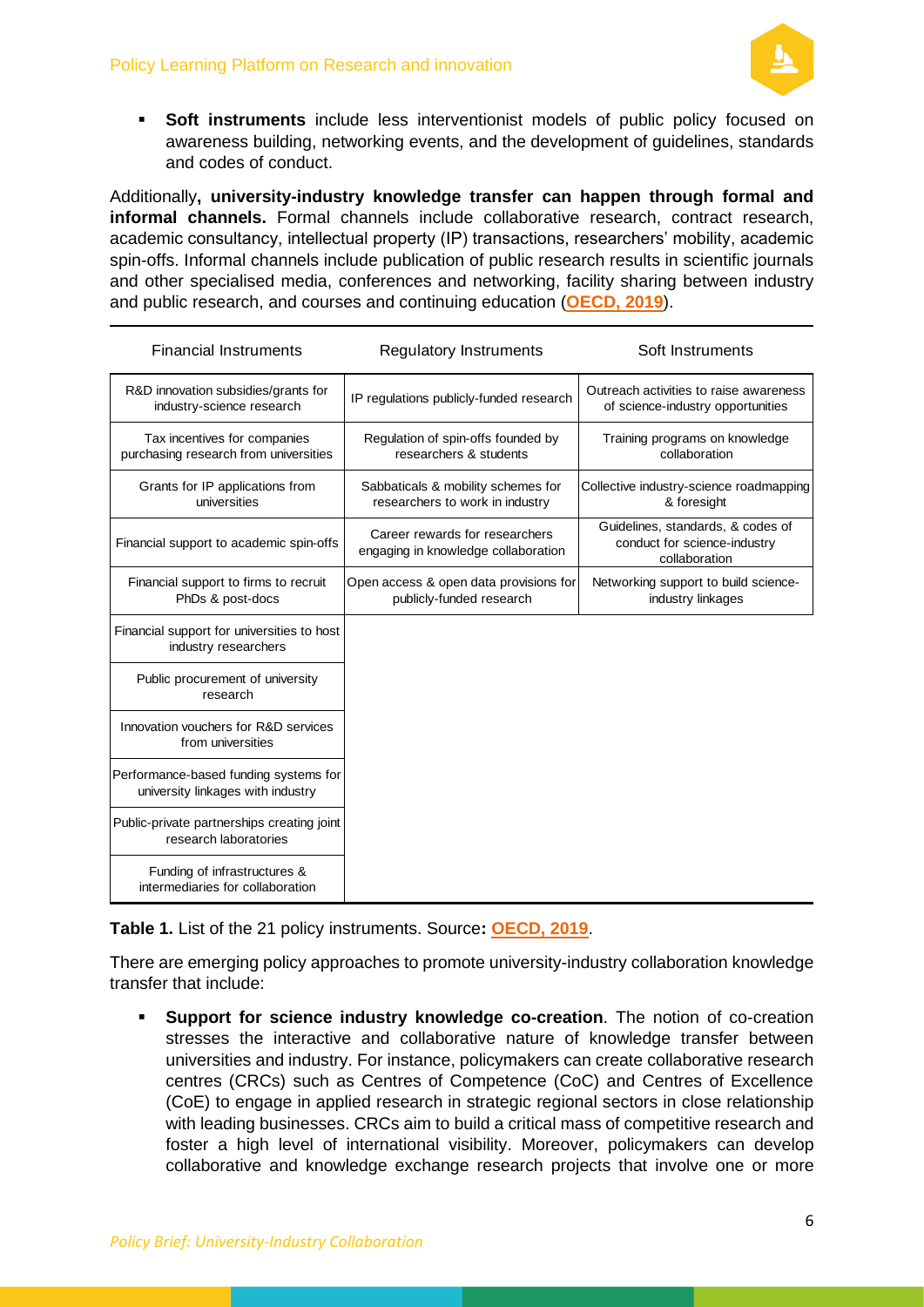- **Soft instruments** include less interventionist models of public policy focused on awareness building, networking events, and the development of guidelines, standards and codes of conduct.

Additionally**, university-industry knowledge transfer can happen through formal and informal channels.** Formal channels include collaborative research, contract research, academic consultancy, intellectual property (IP) transactions, researchers' mobility, academic spin-offs. Informal channels include publication of public research results in scientific journals and other specialised media, conferences and networking, facility sharing between industry and public research, and courses and continuing education (**OECD, 2019**).

| Financial Instruments | Regulatory Instruments | Soft Instruments |
|---|---|---|
| R&D innovation subsidies/grants for industry-science research | IP regulations publicly-funded research | Outreach activities to raise awareness of science-industry opportunities |
| Tax incentives for companies purchasing research from universities | Regulation of spin-offs founded by researchers & students | Training programs on knowledge collaboration |
| Grants for IP applications from universities | Sabbaticals & mobility schemes for researchers to work in industry | Collective industry-science roadmapping & foresight |
| Financial support to academic spin-offs | Career rewards for researchers engaging in knowledge collaboration | Guidelines, standards, & codes of conduct for science-industry collaboration |
| Financial support to firms to recruit PhDs & post-docs | Open access & open data provisions for publicly-funded research | Networking support to build science-industry linkages |
| Financial support for universities to host industry researchers | | |
| Public procurement of university research | | |
| Innovation vouchers for R&D services from universities | | |
| Performance-based funding systems for university linkages with industry | | |
| Public-private partnerships creating joint research laboratories | | |
| Funding of infrastructures & intermediaries for collaboration | | |

**Table 1.** List of the 21 policy instruments. Source**: OECD, 2019**.

There are emerging policy approaches to promote university-industry collaboration knowledge transfer that include:

- **Support for science industry knowledge co-creation**. The notion of co-creation stresses the interactive and collaborative nature of knowledge transfer between universities and industry. For instance, policymakers can create collaborative research centres (CRCs) such as Centres of Competence (CoC) and Centres of Excellence (CoE) to engage in applied research in strategic regional sectors in close relationship with leading businesses. CRCs aim to build a critical mass of competitive research and foster a high level of international visibility. Moreover, policymakers can develop collaborative and knowledge exchange research projects that involve one or more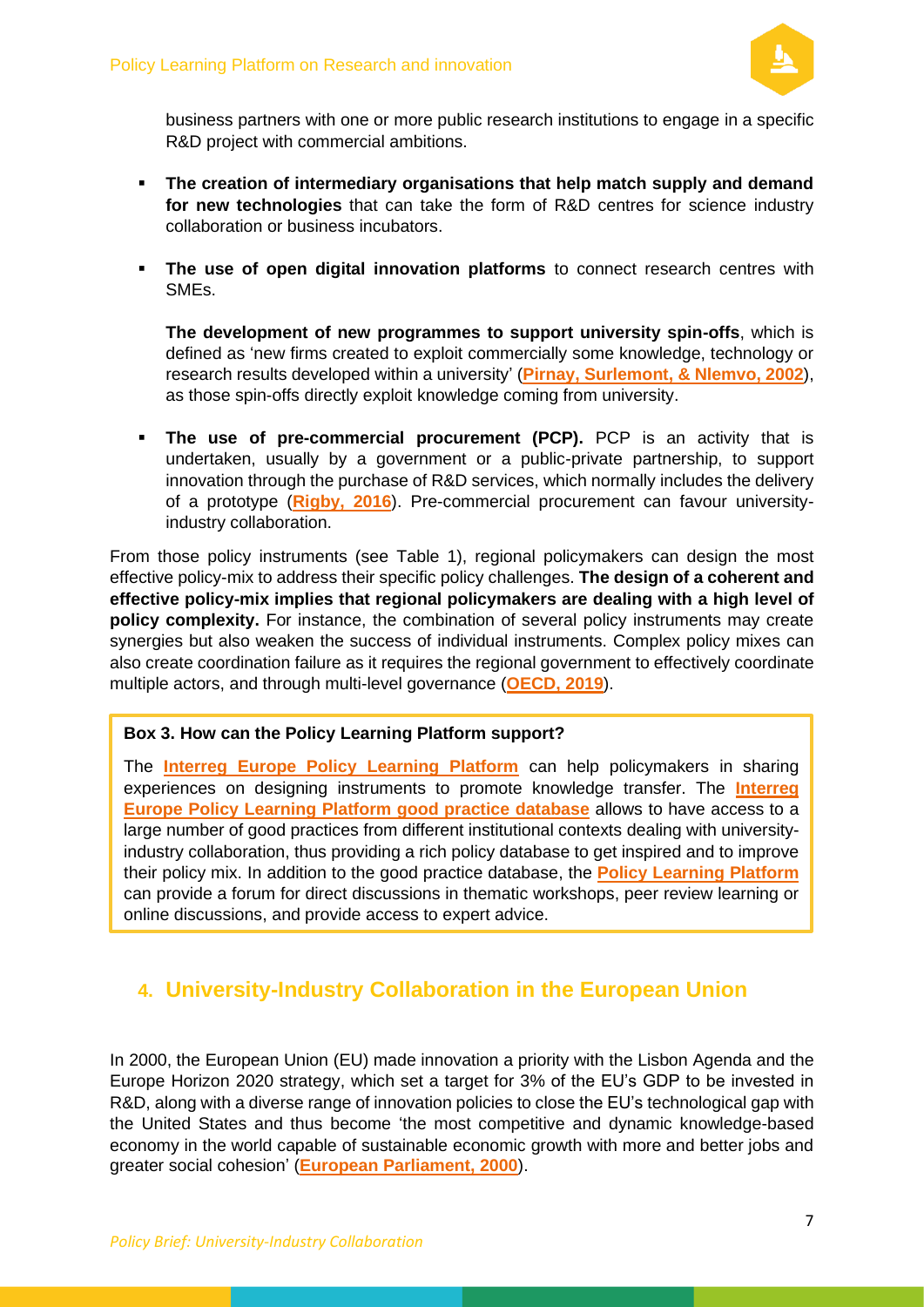business partners with one or more public research institutions to engage in a specific R&D project with commercial ambitions.

- **The creation of intermediary organisations that help match supply and demand for new technologies** that can take the form of R&D centres for science industry collaboration or business incubators.
- **The use of open digital innovation platforms** to connect research centres with SMEs.

  **The development of new programmes to support university spin-offs**, which is defined as 'new firms created to exploit commercially some knowledge, technology or research results developed within a university' (**Pirnay, Surlemont, & Nlemvo, 2002**), as those spin-offs directly exploit knowledge coming from university.

- **The use of pre-commercial procurement (PCP).** PCP is an activity that is undertaken, usually by a government or a public-private partnership, to support innovation through the purchase of R&D services, which normally includes the delivery of a prototype (**Rigby, 2016**). Pre-commercial procurement can favour university-industry collaboration.

From those policy instruments (see Table 1), regional policymakers can design the most effective policy-mix to address their specific policy challenges. **The design of a coherent and effective policy-mix implies that regional policymakers are dealing with a high level of policy complexity.** For instance, the combination of several policy instruments may create synergies but also weaken the success of individual instruments. Complex policy mixes can also create coordination failure as it requires the regional government to effectively coordinate multiple actors, and through multi-level governance (**OECD, 2019**).

> **Box 3. How can the Policy Learning Platform support?**
>
> The **Interreg Europe Policy Learning Platform** can help policymakers in sharing experiences on designing instruments to promote knowledge transfer. The **Interreg Europe Policy Learning Platform good practice database** allows to have access to a large number of good practices from different institutional contexts dealing with university-industry collaboration, thus providing a rich policy database to get inspired and to improve their policy mix. In addition to the good practice database, the **Policy Learning Platform** can provide a forum for direct discussions in thematic workshops, peer review learning or online discussions, and provide access to expert advice.

## 4. University-Industry Collaboration in the European Union

In 2000, the European Union (EU) made innovation a priority with the Lisbon Agenda and the Europe Horizon 2020 strategy, which set a target for 3% of the EU's GDP to be invested in R&D, along with a diverse range of innovation policies to close the EU's technological gap with the United States and thus become 'the most competitive and dynamic knowledge-based economy in the world capable of sustainable economic growth with more and better jobs and greater social cohesion' (**European Parliament, 2000**).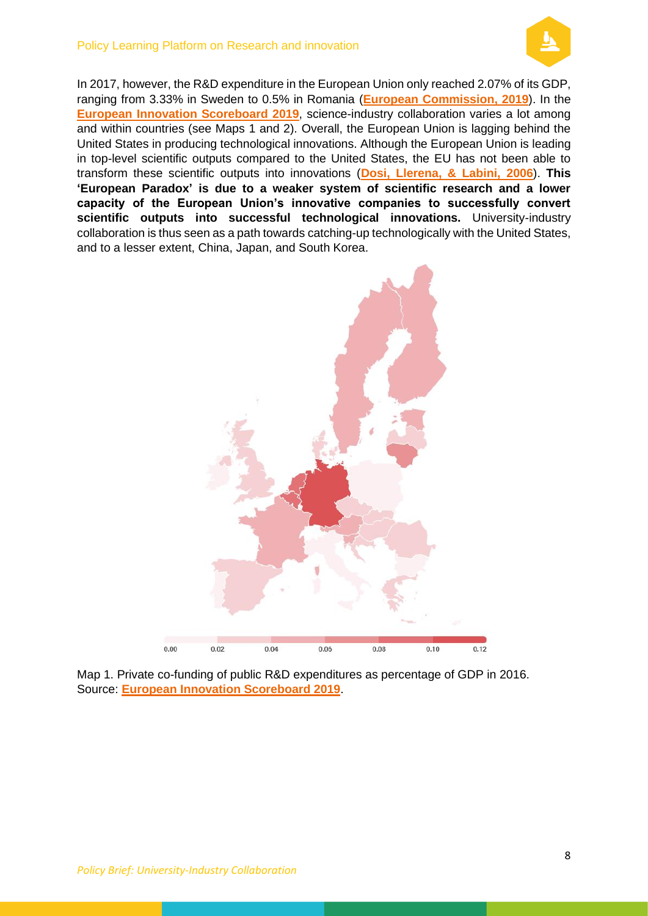In 2017, however, the R&D expenditure in the European Union only reached 2.07% of its GDP, ranging from 3.33% in Sweden to 0.5% in Romania (**European Commission, 2019**). In the **European Innovation Scoreboard 2019**, science-industry collaboration varies a lot among and within countries (see Maps 1 and 2). Overall, the European Union is lagging behind the United States in producing technological innovations. Although the European Union is leading in top-level scientific outputs compared to the United States, the EU has not been able to transform these scientific outputs into innovations (**Dosi, Llerena, & Labini, 2006**). **This 'European Paradox' is due to a weaker system of scientific research and a lower capacity of the European Union's innovative companies to successfully convert scientific outputs into successful technological innovations.** University-industry collaboration is thus seen as a path towards catching-up technologically with the United States, and to a lesser extent, China, Japan, and South Korea.

Map 1. Private co-funding of public R&D expenditures as percentage of GDP in 2016. Source: **European Innovation Scoreboard 2019**.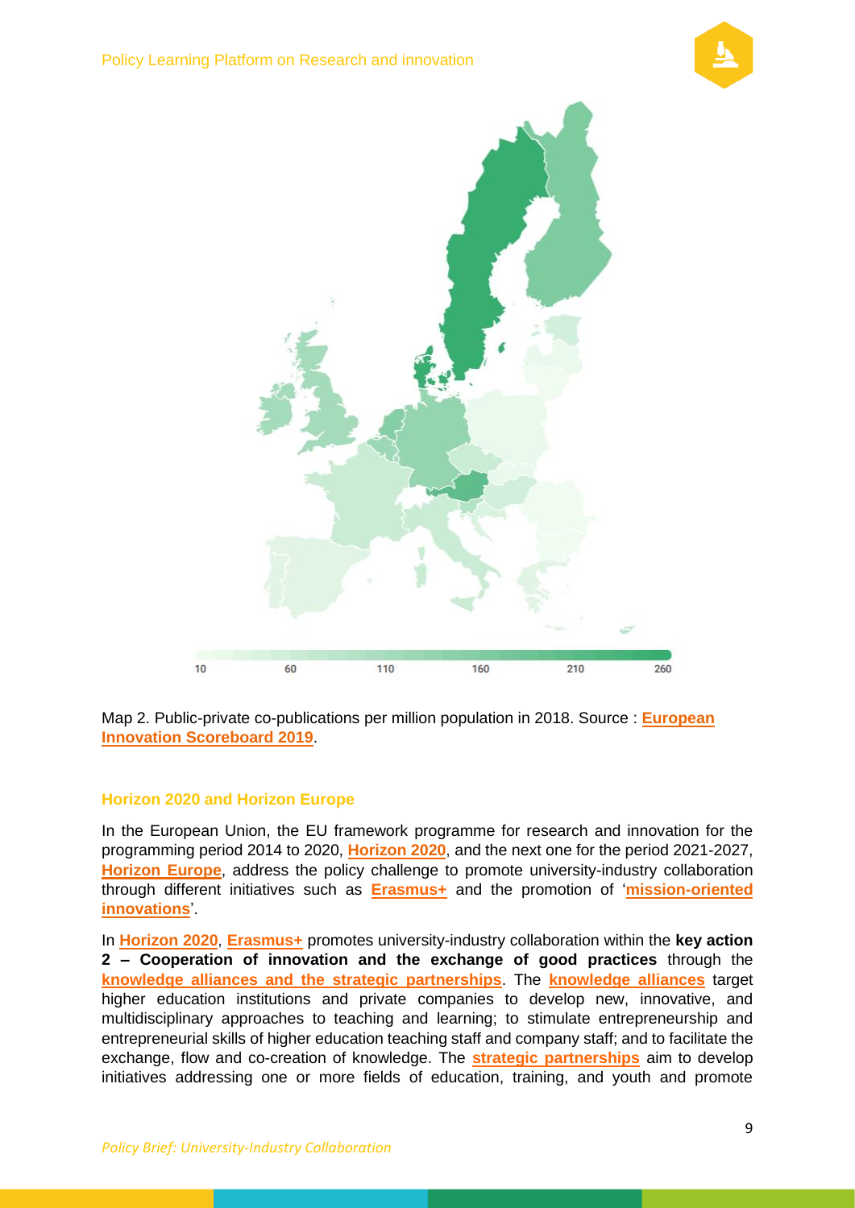Map 2. Public-private co-publications per million population in 2018. Source : **European Innovation Scoreboard 2019**.

### Horizon 2020 and Horizon Europe

In the European Union, the EU framework programme for research and innovation for the programming period 2014 to 2020, **Horizon 2020**, and the next one for the period 2021-2027, **Horizon Europe**, address the policy challenge to promote university-industry collaboration through different initiatives such as **Erasmus+** and the promotion of '**mission-oriented innovations**'.

In **Horizon 2020**, **Erasmus+** promotes university-industry collaboration within the **key action 2 – Cooperation of innovation and the exchange of good practices** through the **knowledge alliances and the strategic partnerships**. The **knowledge alliances** target higher education institutions and private companies to develop new, innovative, and multidisciplinary approaches to teaching and learning; to stimulate entrepreneurship and entrepreneurial skills of higher education teaching staff and company staff; and to facilitate the exchange, flow and co-creation of knowledge. The **strategic partnerships** aim to develop initiatives addressing one or more fields of education, training, and youth and promote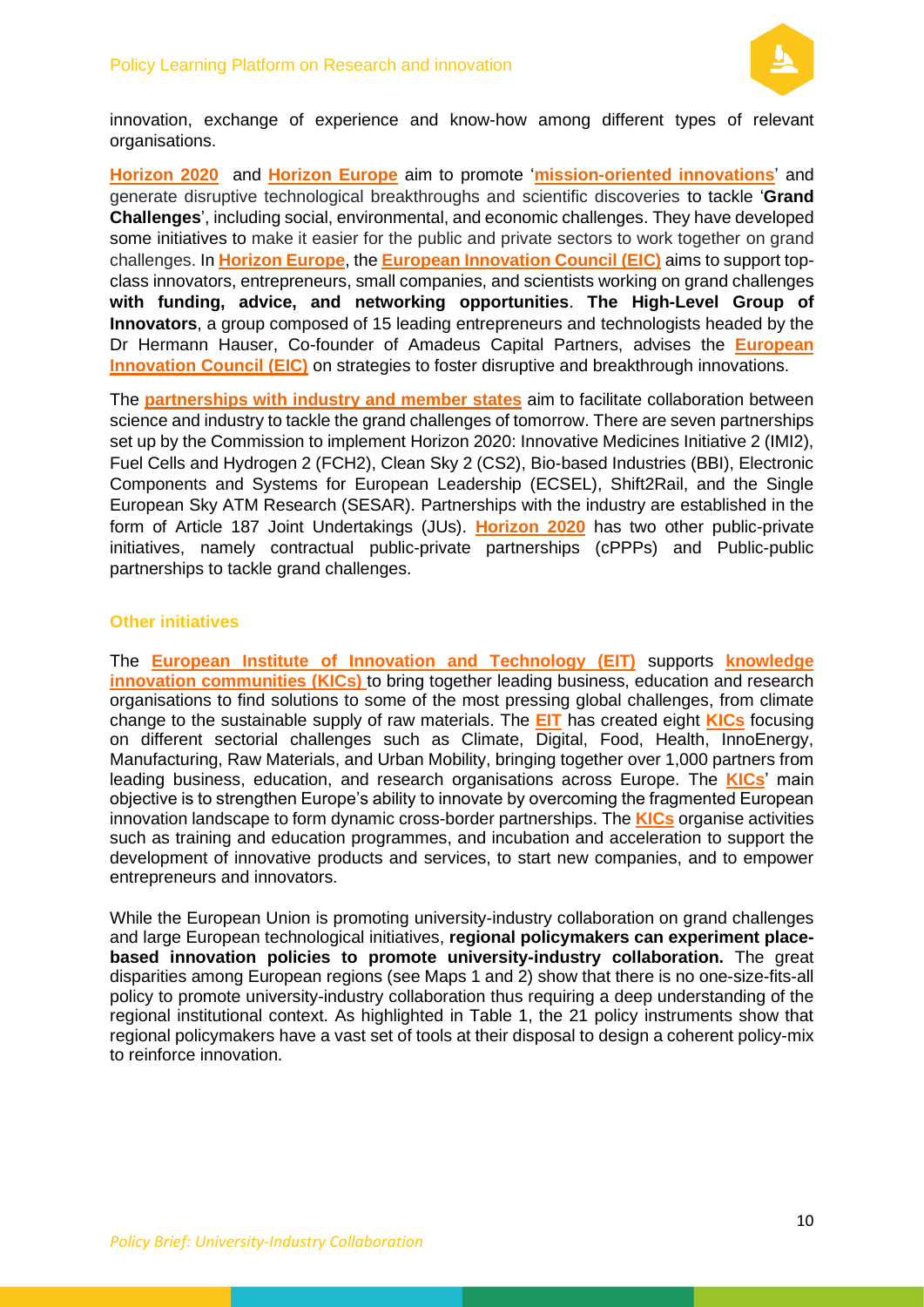innovation, exchange of experience and know-how among different types of relevant organisations.

**Horizon 2020** and **Horizon Europe** aim to promote '**mission-oriented innovations**' and generate disruptive technological breakthroughs and scientific discoveries to tackle '**Grand Challenges**', including social, environmental, and economic challenges. They have developed some initiatives to make it easier for the public and private sectors to work together on grand challenges. In **Horizon Europe**, the **European Innovation Council (EIC)** aims to support top-class innovators, entrepreneurs, small companies, and scientists working on grand challenges **with funding, advice, and networking opportunities**. **The High-Level Group of Innovators**, a group composed of 15 leading entrepreneurs and technologists headed by the Dr Hermann Hauser, Co-founder of Amadeus Capital Partners, advises the **European Innovation Council (EIC)** on strategies to foster disruptive and breakthrough innovations.

The **partnerships with industry and member states** aim to facilitate collaboration between science and industry to tackle the grand challenges of tomorrow. There are seven partnerships set up by the Commission to implement Horizon 2020: Innovative Medicines Initiative 2 (IMI2), Fuel Cells and Hydrogen 2 (FCH2), Clean Sky 2 (CS2), Bio-based Industries (BBI), Electronic Components and Systems for European Leadership (ECSEL), Shift2Rail, and the Single European Sky ATM Research (SESAR). Partnerships with the industry are established in the form of Article 187 Joint Undertakings (JUs). **Horizon 2020** has two other public-private initiatives, namely contractual public-private partnerships (cPPPs) and Public-public partnerships to tackle grand challenges.

### Other initiatives

The **European Institute of Innovation and Technology (EIT)** supports **knowledge innovation communities (KICs)** to bring together leading business, education and research organisations to find solutions to some of the most pressing global challenges, from climate change to the sustainable supply of raw materials. The **EIT** has created eight **KICs** focusing on different sectorial challenges such as Climate, Digital, Food, Health, InnoEnergy, Manufacturing, Raw Materials, and Urban Mobility, bringing together over 1,000 partners from leading business, education, and research organisations across Europe. The **KICs**' main objective is to strengthen Europe's ability to innovate by overcoming the fragmented European innovation landscape to form dynamic cross-border partnerships. The **KICs** organise activities such as training and education programmes, and incubation and acceleration to support the development of innovative products and services, to start new companies, and to empower entrepreneurs and innovators.

While the European Union is promoting university-industry collaboration on grand challenges and large European technological initiatives, **regional policymakers can experiment place-based innovation policies to promote university-industry collaboration.** The great disparities among European regions (see Maps 1 and 2) show that there is no one-size-fits-all policy to promote university-industry collaboration thus requiring a deep understanding of the regional institutional context. As highlighted in Table 1, the 21 policy instruments show that regional policymakers have a vast set of tools at their disposal to design a coherent policy-mix to reinforce innovation.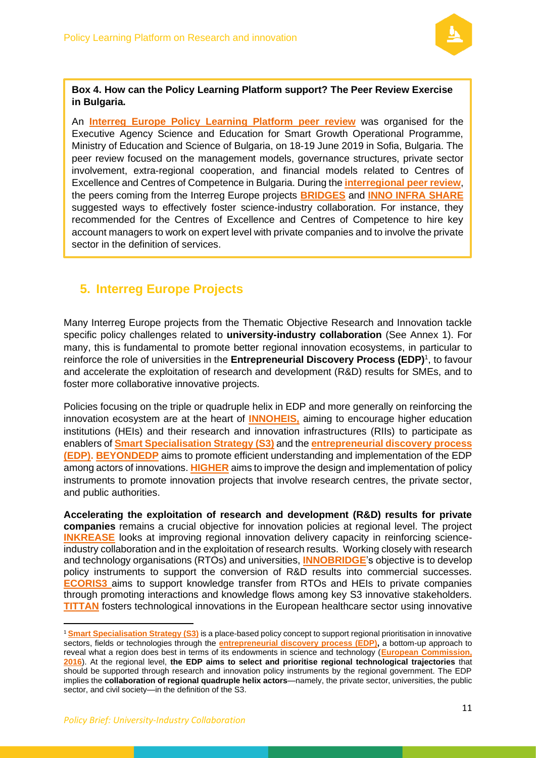**Box 4. How can the Policy Learning Platform support? The Peer Review Exercise in Bulgaria.**

An **Interreg Europe Policy Learning Platform peer review** was organised for the Executive Agency Science and Education for Smart Growth Operational Programme, Ministry of Education and Science of Bulgaria, on 18-19 June 2019 in Sofia, Bulgaria. The peer review focused on the management models, governance structures, private sector involvement, extra-regional cooperation, and financial models related to Centres of Excellence and Centres of Competence in Bulgaria. During the **interregional peer review**, the peers coming from the Interreg Europe projects **BRIDGES** and **INNO INFRA SHARE** suggested ways to effectively foster science-industry collaboration. For instance, they recommended for the Centres of Excellence and Centres of Competence to hire key account managers to work on expert level with private companies and to involve the private sector in the definition of services.

## 5. Interreg Europe Projects

Many Interreg Europe projects from the Thematic Objective Research and Innovation tackle specific policy challenges related to **university-industry collaboration** (See Annex 1). For many, this is fundamental to promote better regional innovation ecosystems, in particular to reinforce the role of universities in the **Entrepreneurial Discovery Process (EDP)**[1], to favour and accelerate the exploitation of research and development (R&D) results for SMEs, and to foster more collaborative innovative projects.

Policies focusing on the triple or quadruple helix in EDP and more generally on reinforcing the innovation ecosystem are at the heart of **INNOHEIS,** aiming to encourage higher education institutions (HEIs) and their research and innovation infrastructures (RIIs) to participate as enablers of **Smart Specialisation Strategy (S3)** and the **entrepreneurial discovery process (EDP)**. **BEYONDEDP** aims to promote efficient understanding and implementation of the EDP among actors of innovations. **HIGHER** aims to improve the design and implementation of policy instruments to promote innovation projects that involve research centres, the private sector, and public authorities.

**Accelerating the exploitation of research and development (R&D) results for private companies** remains a crucial objective for innovation policies at regional level. The project **INKREASE** looks at improving regional innovation delivery capacity in reinforcing science-industry collaboration and in the exploitation of research results. Working closely with research and technology organisations (RTOs) and universities, **INNOBRIDGE**'s objective is to develop policy instruments to support the conversion of R&D results into commercial successes. **ECORIS3** aims to support knowledge transfer from RTOs and HEIs to private companies through promoting interactions and knowledge flows among key S3 innovative stakeholders. **TITTAN** fosters technological innovations in the European healthcare sector using innovative

---

[1] **Smart Specialisation Strategy (S3)** is a place-based policy concept to support regional prioritisation in innovative sectors, fields or technologies through the **entrepreneurial discovery process (EDP)**, a bottom-up approach to reveal what a region does best in terms of its endowments in science and technology (**European Commission, 2016**). At the regional level, **the EDP aims to select and prioritise regional technological trajectories** that should be supported through research and innovation policy instruments by the regional government. The EDP implies the **collaboration of regional quadruple helix actors**—namely, the private sector, universities, the public sector, and civil society—in the definition of the S3.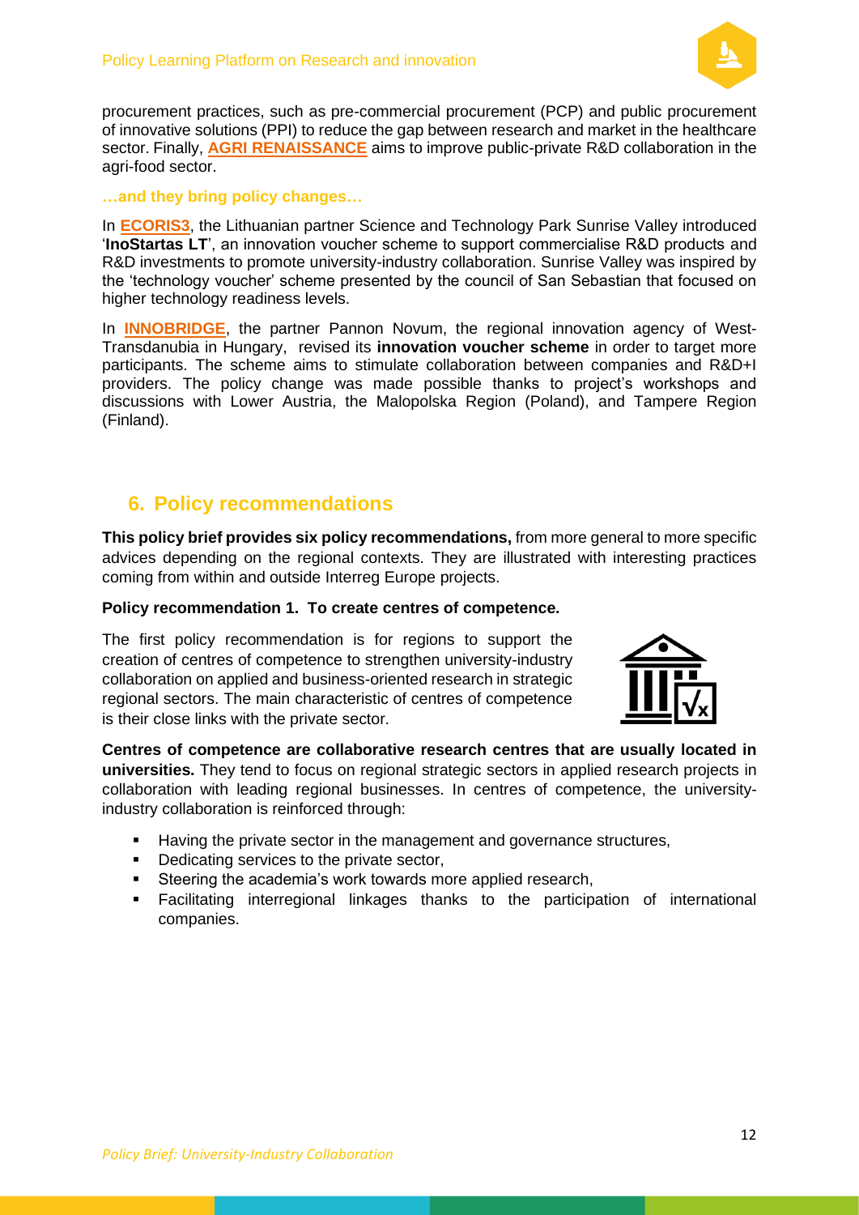procurement practices, such as pre-commercial procurement (PCP) and public procurement of innovative solutions (PPI) to reduce the gap between research and market in the healthcare sector. Finally, **AGRI RENAISSANCE** aims to improve public-private R&D collaboration in the agri-food sector.

**…and they bring policy changes…**

In **ECORIS3**, the Lithuanian partner Science and Technology Park Sunrise Valley introduced '**InoStartas LT**', an innovation voucher scheme to support commercialise R&D products and R&D investments to promote university-industry collaboration. Sunrise Valley was inspired by the 'technology voucher' scheme presented by the council of San Sebastian that focused on higher technology readiness levels.

In **INNOBRIDGE**, the partner Pannon Novum, the regional innovation agency of West-Transdanubia in Hungary, revised its **innovation voucher scheme** in order to target more participants. The scheme aims to stimulate collaboration between companies and R&D+I providers. The policy change was made possible thanks to project's workshops and discussions with Lower Austria, the Malopolska Region (Poland), and Tampere Region (Finland).

## 6. Policy recommendations

**This policy brief provides six policy recommendations,** from more general to more specific advices depending on the regional contexts. They are illustrated with interesting practices coming from within and outside Interreg Europe projects.

**Policy recommendation 1. To create centres of competence.**

The first policy recommendation is for regions to support the creation of centres of competence to strengthen university-industry collaboration on applied and business-oriented research in strategic regional sectors. The main characteristic of centres of competence is their close links with the private sector.

**Centres of competence are collaborative research centres that are usually located in universities.** They tend to focus on regional strategic sectors in applied research projects in collaboration with leading regional businesses. In centres of competence, the university-industry collaboration is reinforced through:

- Having the private sector in the management and governance structures,
- Dedicating services to the private sector,
- Steering the academia's work towards more applied research,
- Facilitating interregional linkages thanks to the participation of international companies.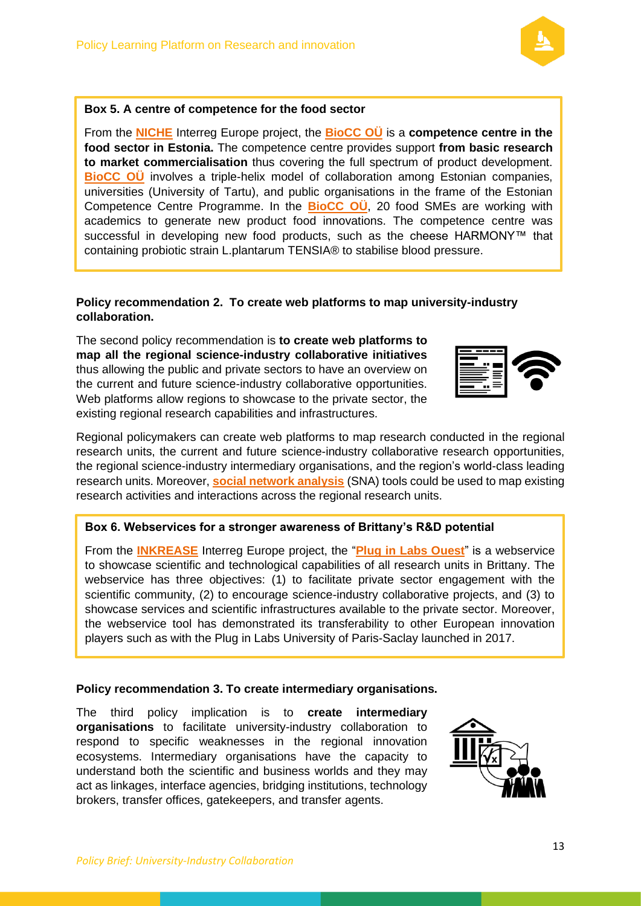**Box 5. A centre of competence for the food sector**

From the **NICHE** Interreg Europe project, the **BioCC OÜ** is a **competence centre in the food sector in Estonia.** The competence centre provides support **from basic research to market commercialisation** thus covering the full spectrum of product development. **BioCC OÜ** involves a triple-helix model of collaboration among Estonian companies, universities (University of Tartu), and public organisations in the frame of the Estonian Competence Centre Programme. In the **BioCC OÜ**, 20 food SMEs are working with academics to generate new product food innovations. The competence centre was successful in developing new food products, such as the cheese HARMONY™ that containing probiotic strain L.plantarum TENSIA® to stabilise blood pressure.

**Policy recommendation 2. To create web platforms to map university-industry collaboration.**

The second policy recommendation is **to create web platforms to map all the regional science-industry collaborative initiatives** thus allowing the public and private sectors to have an overview on the current and future science-industry collaborative opportunities. Web platforms allow regions to showcase to the private sector, the existing regional research capabilities and infrastructures.

Regional policymakers can create web platforms to map research conducted in the regional research units, the current and future science-industry collaborative research opportunities, the regional science-industry intermediary organisations, and the region's world-class leading research units. Moreover, **social network analysis** (SNA) tools could be used to map existing research activities and interactions across the regional research units.

**Box 6. Webservices for a stronger awareness of Brittany's R&D potential**

From the **INKREASE** Interreg Europe project, the "**Plug in Labs Ouest**" is a webservice to showcase scientific and technological capabilities of all research units in Brittany. The webservice has three objectives: (1) to facilitate private sector engagement with the scientific community, (2) to encourage science-industry collaborative projects, and (3) to showcase services and scientific infrastructures available to the private sector. Moreover, the webservice tool has demonstrated its transferability to other European innovation players such as with the Plug in Labs University of Paris-Saclay launched in 2017.

**Policy recommendation 3. To create intermediary organisations.**

The third policy implication is to **create intermediary organisations** to facilitate university-industry collaboration to respond to specific weaknesses in the regional innovation ecosystems. Intermediary organisations have the capacity to understand both the scientific and business worlds and they may act as linkages, interface agencies, bridging institutions, technology brokers, transfer offices, gatekeepers, and transfer agents.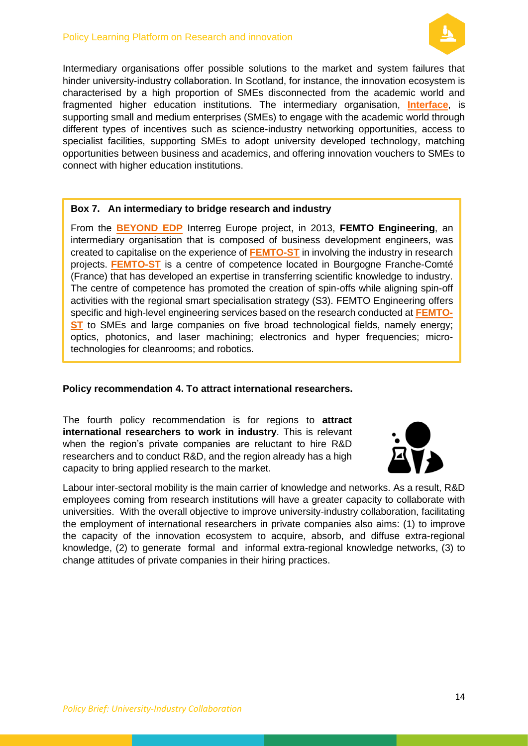Intermediary organisations offer possible solutions to the market and system failures that hinder university-industry collaboration. In Scotland, for instance, the innovation ecosystem is characterised by a high proportion of SMEs disconnected from the academic world and fragmented higher education institutions. The intermediary organisation, **Interface**, is supporting small and medium enterprises (SMEs) to engage with the academic world through different types of incentives such as science-industry networking opportunities, access to specialist facilities, supporting SMEs to adopt university developed technology, matching opportunities between business and academics, and offering innovation vouchers to SMEs to connect with higher education institutions.

> **Box 7. An intermediary to bridge research and industry**
>
> From the **BEYOND EDP** Interreg Europe project, in 2013, **FEMTO Engineering**, an intermediary organisation that is composed of business development engineers, was created to capitalise on the experience of **FEMTO-ST** in involving the industry in research projects. **FEMTO-ST** is a centre of competence located in Bourgogne Franche-Comté (France) that has developed an expertise in transferring scientific knowledge to industry. The centre of competence has promoted the creation of spin-offs while aligning spin-off activities with the regional smart specialisation strategy (S3). FEMTO Engineering offers specific and high-level engineering services based on the research conducted at **FEMTO-ST** to SMEs and large companies on five broad technological fields, namely energy; optics, photonics, and laser machining; electronics and hyper frequencies; micro-technologies for cleanrooms; and robotics.

**Policy recommendation 4. To attract international researchers.**

The fourth policy recommendation is for regions to **attract international researchers to work in industry**. This is relevant when the region's private companies are reluctant to hire R&D researchers and to conduct R&D, and the region already has a high capacity to bring applied research to the market.

Labour inter-sectoral mobility is the main carrier of knowledge and networks. As a result, R&D employees coming from research institutions will have a greater capacity to collaborate with universities. With the overall objective to improve university-industry collaboration, facilitating the employment of international researchers in private companies also aims: (1) to improve the capacity of the innovation ecosystem to acquire, absorb, and diffuse extra-regional knowledge, (2) to generate formal and informal extra-regional knowledge networks, (3) to change attitudes of private companies in their hiring practices.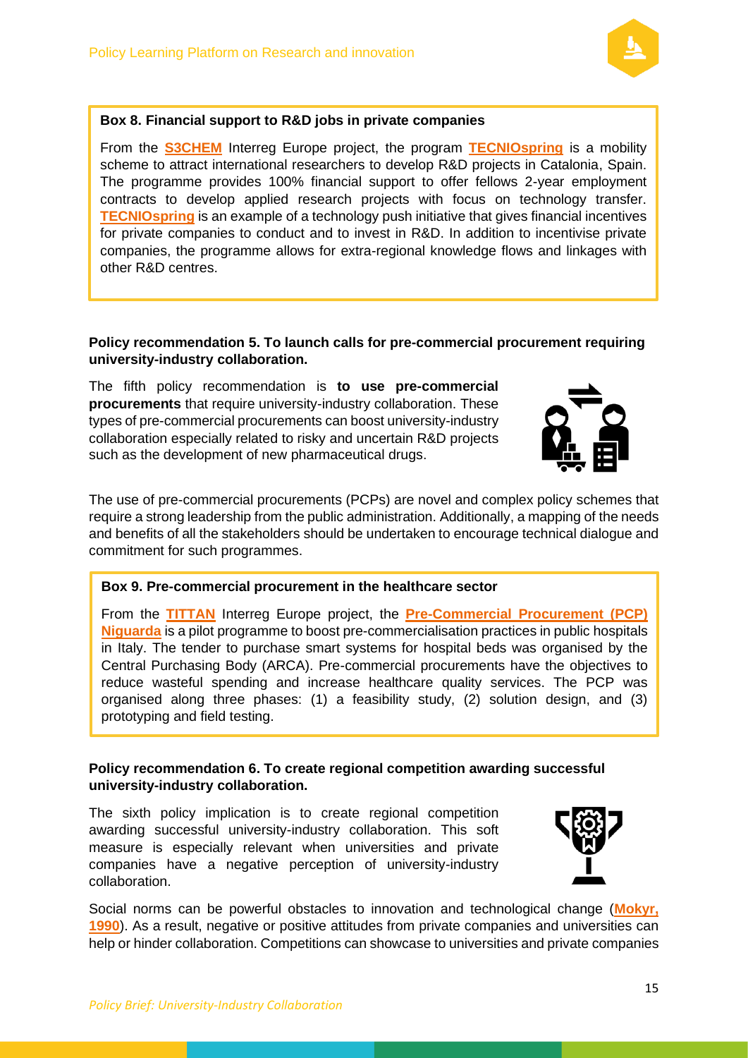**Box 8. Financial support to R&D jobs in private companies**

From the **S3CHEM** Interreg Europe project, the program **TECNIOspring** is a mobility scheme to attract international researchers to develop R&D projects in Catalonia, Spain. The programme provides 100% financial support to offer fellows 2-year employment contracts to develop applied research projects with focus on technology transfer. **TECNIOspring** is an example of a technology push initiative that gives financial incentives for private companies to conduct and to invest in R&D. In addition to incentivise private companies, the programme allows for extra-regional knowledge flows and linkages with other R&D centres.

**Policy recommendation 5. To launch calls for pre-commercial procurement requiring university-industry collaboration.**

The fifth policy recommendation is **to use pre-commercial procurements** that require university-industry collaboration. These types of pre-commercial procurements can boost university-industry collaboration especially related to risky and uncertain R&D projects such as the development of new pharmaceutical drugs.

The use of pre-commercial procurements (PCPs) are novel and complex policy schemes that require a strong leadership from the public administration. Additionally, a mapping of the needs and benefits of all the stakeholders should be undertaken to encourage technical dialogue and commitment for such programmes.

**Box 9. Pre-commercial procurement in the healthcare sector**

From the **TITTAN** Interreg Europe project, the **Pre-Commercial Procurement (PCP) Niguarda** is a pilot programme to boost pre-commercialisation practices in public hospitals in Italy. The tender to purchase smart systems for hospital beds was organised by the Central Purchasing Body (ARCA). Pre-commercial procurements have the objectives to reduce wasteful spending and increase healthcare quality services. The PCP was organised along three phases: (1) a feasibility study, (2) solution design, and (3) prototyping and field testing.

**Policy recommendation 6. To create regional competition awarding successful university-industry collaboration.**

The sixth policy implication is to create regional competition awarding successful university-industry collaboration. This soft measure is especially relevant when universities and private companies have a negative perception of university-industry collaboration.

Social norms can be powerful obstacles to innovation and technological change (**Mokyr, 1990**). As a result, negative or positive attitudes from private companies and universities can help or hinder collaboration. Competitions can showcase to universities and private companies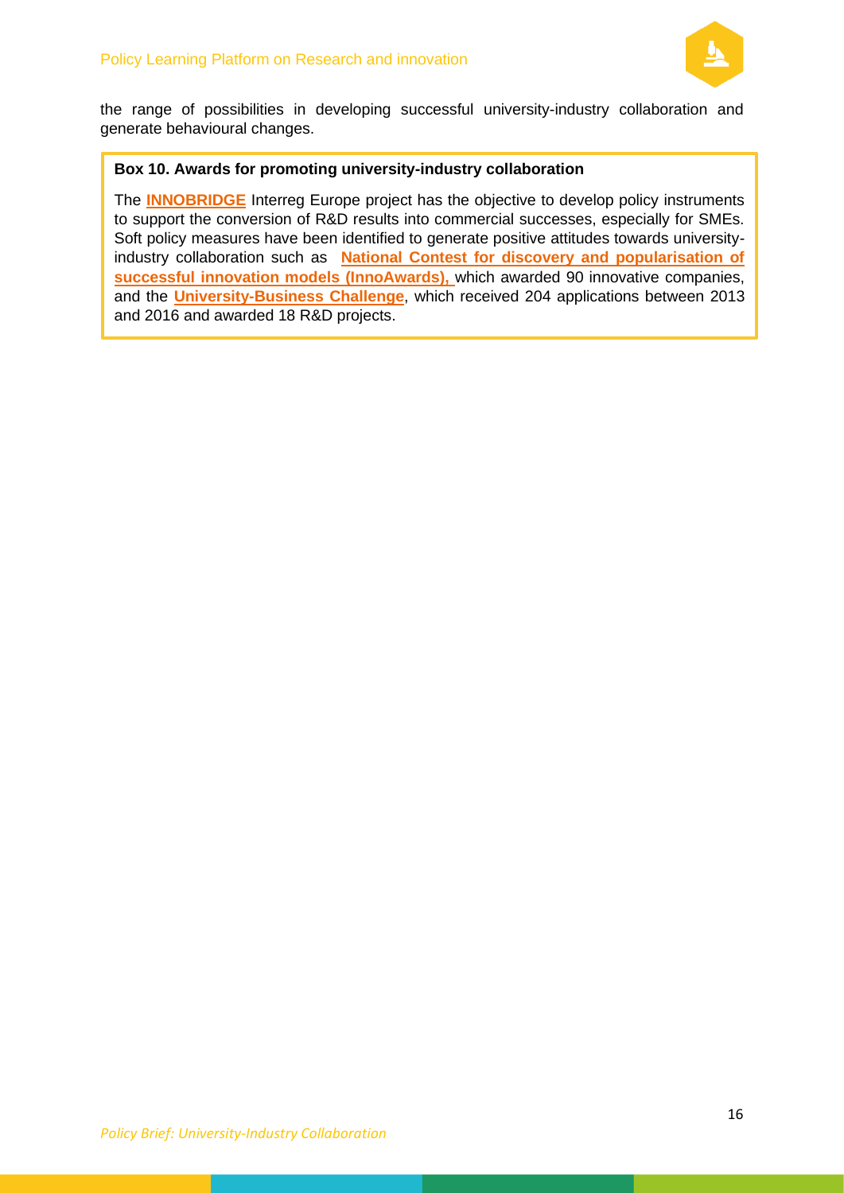the range of possibilities in developing successful university-industry collaboration and generate behavioural changes.

**Box 10. Awards for promoting university-industry collaboration**

The **INNOBRIDGE** Interreg Europe project has the objective to develop policy instruments to support the conversion of R&D results into commercial successes, especially for SMEs. Soft policy measures have been identified to generate positive attitudes towards university-industry collaboration such as **National Contest for discovery and popularisation of successful innovation models (InnoAwards),** which awarded 90 innovative companies, and the **University-Business Challenge**, which received 204 applications between 2013 and 2016 and awarded 18 R&D projects.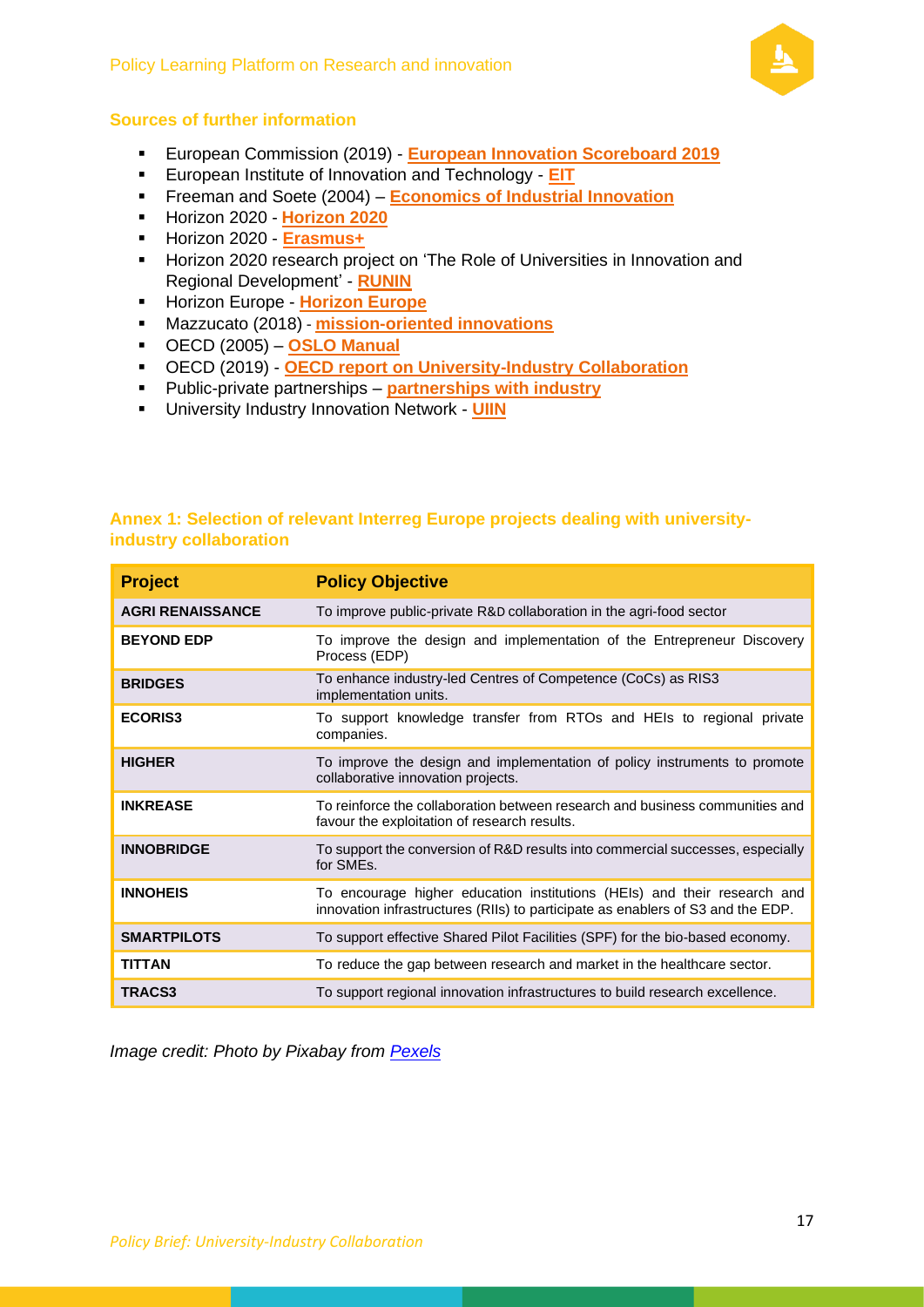### Sources of further information

- European Commission (2019) - **European Innovation Scoreboard 2019**
- European Institute of Innovation and Technology - **EIT**
- Freeman and Soete (2004) – **Economics of Industrial Innovation**
- Horizon 2020 - **Horizon 2020**
- Horizon 2020 - **Erasmus+**
- Horizon 2020 research project on 'The Role of Universities in Innovation and Regional Development' - **RUNIN**
- Horizon Europe - **Horizon Europe**
- Mazzucato (2018) - **mission-oriented innovations**
- OECD (2005) – **OSLO Manual**
- OECD (2019) - **OECD report on University-Industry Collaboration**
- Public-private partnerships – **partnerships with industry**
- University Industry Innovation Network - **UIIN**

### Annex 1: Selection of relevant Interreg Europe projects dealing with university-industry collaboration

| Project | Policy Objective |
|---|---|
| **AGRI RENAISSANCE** | To improve public-private R&D collaboration in the agri-food sector |
| **BEYOND EDP** | To improve the design and implementation of the Entrepreneur Discovery Process (EDP) |
| **BRIDGES** | To enhance industry-led Centres of Competence (CoCs) as RIS3 implementation units. |
| **ECORIS3** | To support knowledge transfer from RTOs and HEIs to regional private companies. |
| **HIGHER** | To improve the design and implementation of policy instruments to promote collaborative innovation projects. |
| **INKREASE** | To reinforce the collaboration between research and business communities and favour the exploitation of research results. |
| **INNOBRIDGE** | To support the conversion of R&D results into commercial successes, especially for SMEs. |
| **INNOHEIS** | To encourage higher education institutions (HEIs) and their research and innovation infrastructures (RIIs) to participate as enablers of S3 and the EDP. |
| **SMARTPILOTS** | To support effective Shared Pilot Facilities (SPF) for the bio-based economy. |
| **TITTAN** | To reduce the gap between research and market in the healthcare sector. |
| **TRACS3** | To support regional innovation infrastructures to build research excellence. |

*Image credit: Photo by Pixabay from Pexels*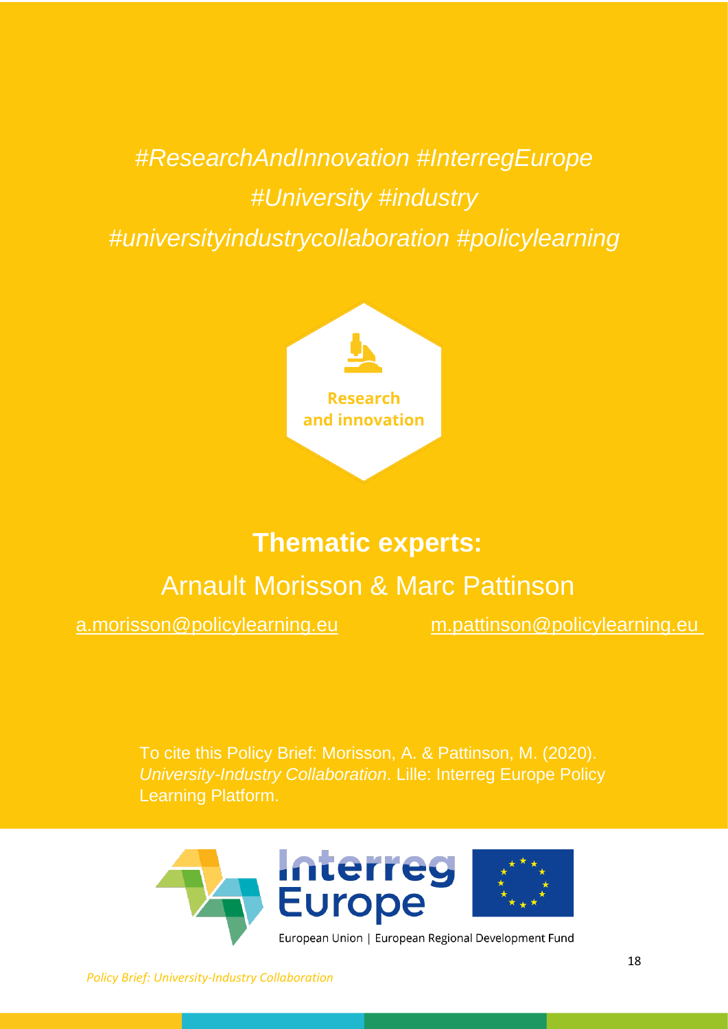*#ResearchAndInnovation #InterregEurope #University #industry #universityindustrycollaboration #policylearning*

Research and innovation

## Thematic experts:

Arnault Morisson & Marc Pattinson

a.morisson@policylearning.eu m.pattinson@policylearning.eu

To cite this Policy Brief: Morisson, A. & Pattinson, M. (2020). *University-Industry Collaboration*. Lille: Interreg Europe Policy Learning Platform.

Interreg Europe

European Union | European Regional Development Fund